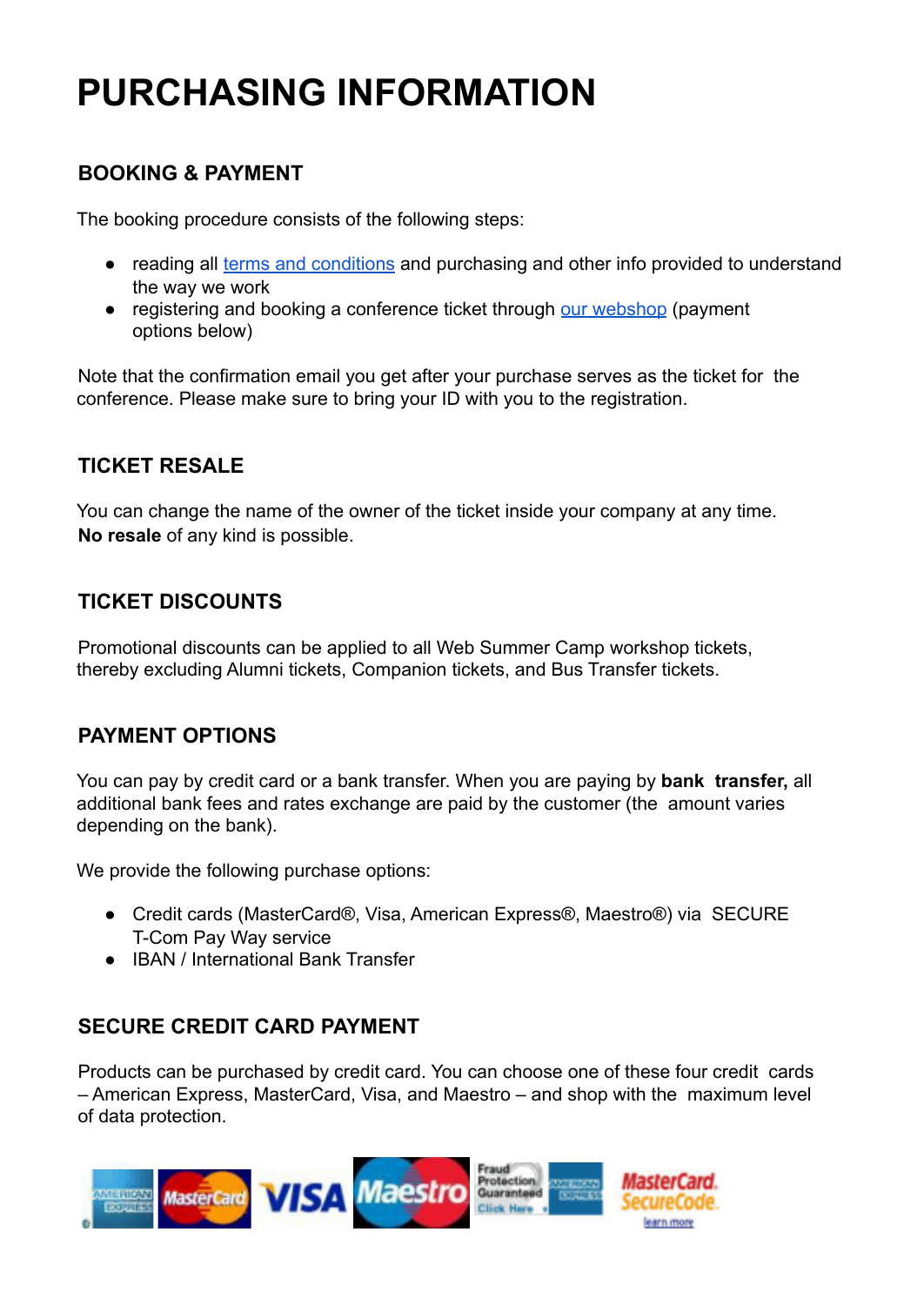# PURCHASING INFORMATION

## BOOKING & PAYMENT

The booking procedure consists of the following steps:

- reading all terms and conditions and purchasing and other info provided to understand the way we work
- registering and booking a conference ticket through our webshop (payment options below)

Note that the confirmation email you get after your purchase serves as the ticket for the conference. Please make sure to bring your ID with you to the registration.

## TICKET RESALE

You can change the name of the owner of the ticket inside your company at any time.
**No resale** of any kind is possible.

## TICKET DISCOUNTS

Promotional discounts can be applied to all Web Summer Camp workshop tickets, thereby excluding Alumni tickets, Companion tickets, and Bus Transfer tickets.

## PAYMENT OPTIONS

You can pay by credit card or a bank transfer. When you are paying by **bank transfer,** all additional bank fees and rates exchange are paid by the customer (the amount varies depending on the bank).

We provide the following purchase options:

- Credit cards (MasterCard®, Visa, American Express®, Maestro®) via SECURE T-Com Pay Way service
- IBAN / International Bank Transfer

## SECURE CREDIT CARD PAYMENT

Products can be purchased by credit card. You can choose one of these four credit cards – American Express, MasterCard, Visa, and Maestro – and shop with the maximum level of data protection.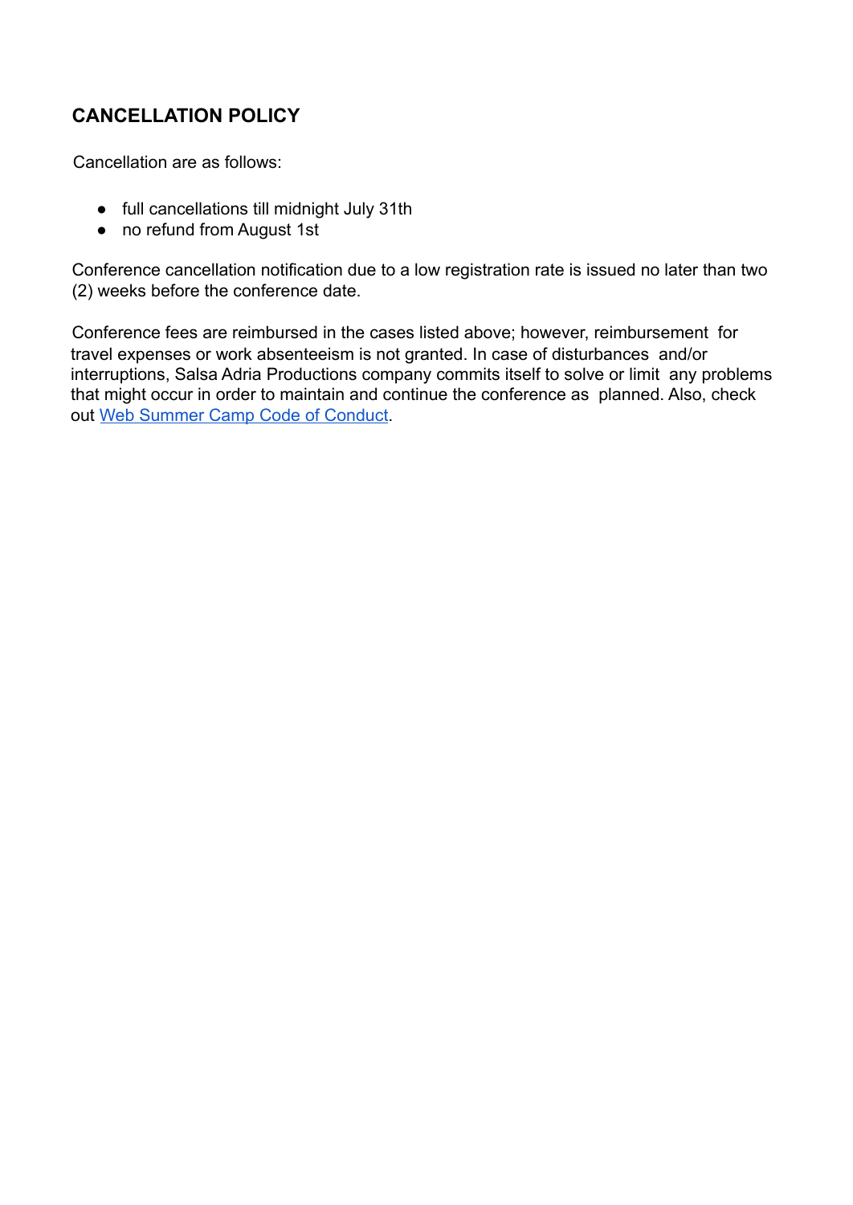## CANCELLATION POLICY

Cancellation are as follows:

- full cancellations till midnight July 31th
- no refund from August 1st

Conference cancellation notification due to a low registration rate is issued no later than two (2) weeks before the conference date.

Conference fees are reimbursed in the cases listed above; however, reimbursement for travel expenses or work absenteeism is not granted. In case of disturbances and/or interruptions, Salsa Adria Productions company commits itself to solve or limit any problems that might occur in order to maintain and continue the conference as planned. Also, check out Web Summer Camp Code of Conduct.